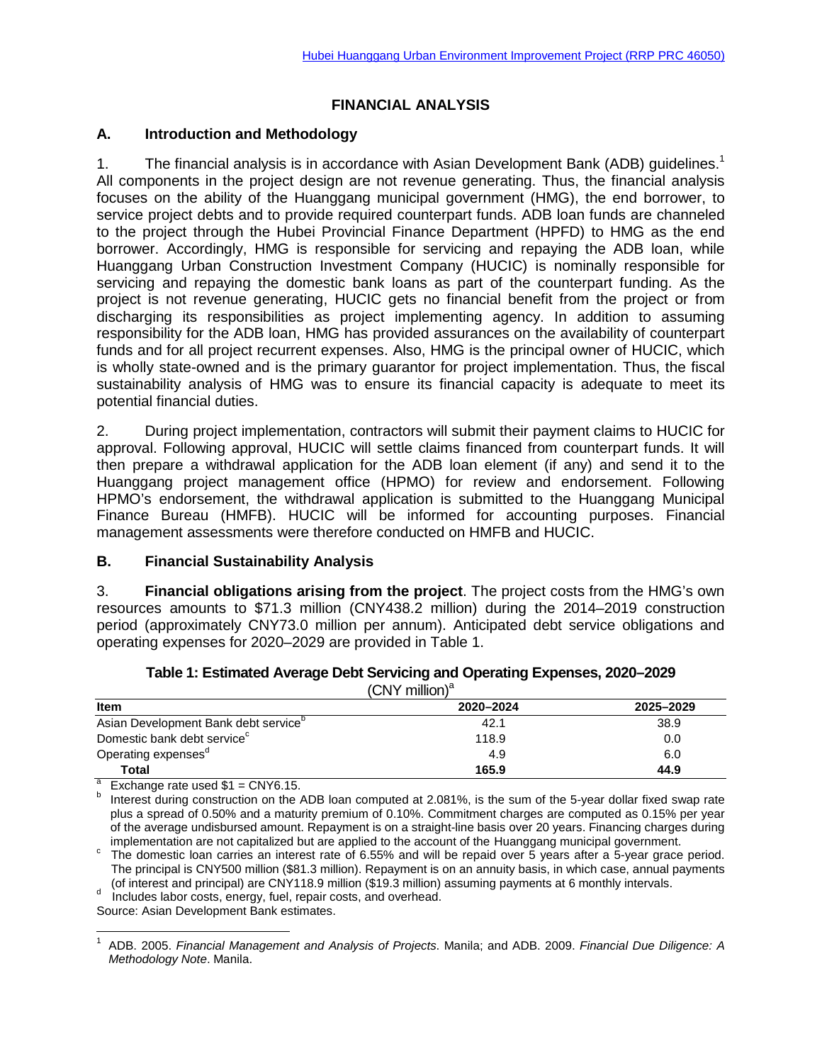# FINANCIAL ANALYSIS

## A. Introduction and Methodology

1. The financial analysis is in accordance with Asian Development Bank (ADB) guidelines.[1] All components in the project design are not revenue generating. Thus, the financial analysis focuses on the ability of the Huanggang municipal government (HMG), the end borrower, to service project debts and to provide required counterpart funds. ADB loan funds are channeled to the project through the Hubei Provincial Finance Department (HPFD) to HMG as the end borrower. Accordingly, HMG is responsible for servicing and repaying the ADB loan, while Huanggang Urban Construction Investment Company (HUCIC) is nominally responsible for servicing and repaying the domestic bank loans as part of the counterpart funding. As the project is not revenue generating, HUCIC gets no financial benefit from the project or from discharging its responsibilities as project implementing agency. In addition to assuming responsibility for the ADB loan, HMG has provided assurances on the availability of counterpart funds and for all project recurrent expenses. Also, HMG is the principal owner of HUCIC, which is wholly state-owned and is the primary guarantor for project implementation. Thus, the fiscal sustainability analysis of HMG was to ensure its financial capacity is adequate to meet its potential financial duties.

2. During project implementation, contractors will submit their payment claims to HUCIC for approval. Following approval, HUCIC will settle claims financed from counterpart funds. It will then prepare a withdrawal application for the ADB loan element (if any) and send it to the Huanggang project management office (HPMO) for review and endorsement. Following HPMO's endorsement, the withdrawal application is submitted to the Huanggang Municipal Finance Bureau (HMFB). HUCIC will be informed for accounting purposes. Financial management assessments were therefore conducted on HMFB and HUCIC.

## B. Financial Sustainability Analysis

3. **Financial obligations arising from the project**. The project costs from the HMG's own resources amounts to $71.3 million (CNY438.2 million) during the 2014–2019 construction period (approximately CNY73.0 million per annum). Anticipated debt service obligations and operating expenses for 2020–2029 are provided in Table 1.

**Table 1: Estimated Average Debt Servicing and Operating Expenses, 2020–2029**
(CNY million)[a]

| Item | 2020–2024 | 2025–2029 |
|---|---|---|
| Asian Development Bank debt service[b] | 42.1 | 38.9 |
| Domestic bank debt service[c] | 118.9 | 0.0 |
| Operating expenses[d] | 4.9 | 6.0 |
| **Total** | **165.9** | **44.9** |

[a] Exchange rate used $1 = CNY6.15.
[b] Interest during construction on the ADB loan computed at 2.081%, is the sum of the 5-year dollar fixed swap rate plus a spread of 0.50% and a maturity premium of 0.10%. Commitment charges are computed as 0.15% per year of the average undisbursed amount. Repayment is on a straight-line basis over 20 years. Financing charges during implementation are not capitalized but are applied to the account of the Huanggang municipal government.
[c] The domestic loan carries an interest rate of 6.55% and will be repaid over 5 years after a 5-year grace period. The principal is CNY500 million ($81.3 million). Repayment is on an annuity basis, in which case, annual payments (of interest and principal) are CNY118.9 million ($19.3 million) assuming payments at 6 monthly intervals.
[d] Includes labor costs, energy, fuel, repair costs, and overhead.
Source: Asian Development Bank estimates.

[1] ADB. 2005. *Financial Management and Analysis of Projects*. Manila; and ADB. 2009. *Financial Due Diligence: A Methodology Note*. Manila.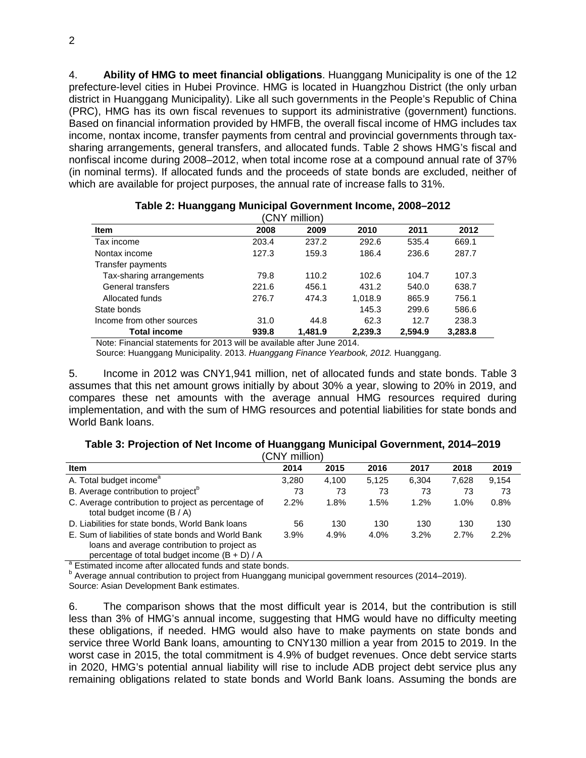4. **Ability of HMG to meet financial obligations**. Huanggang Municipality is one of the 12 prefecture-level cities in Hubei Province. HMG is located in Huangzhou District (the only urban district in Huanggang Municipality). Like all such governments in the People's Republic of China (PRC), HMG has its own fiscal revenues to support its administrative (government) functions. Based on financial information provided by HMFB, the overall fiscal income of HMG includes tax income, nontax income, transfer payments from central and provincial governments through tax-sharing arrangements, general transfers, and allocated funds. Table 2 shows HMG's fiscal and nonfiscal income during 2008–2012, when total income rose at a compound annual rate of 37% (in nominal terms). If allocated funds and the proceeds of state bonds are excluded, neither of which are available for project purposes, the annual rate of increase falls to 31%.

**Table 2: Huanggang Municipal Government Income, 2008–2012**

(CNY million)

| Item | 2008 | 2009 | 2010 | 2011 | 2012 |
|---|---|---|---|---|---|
| Tax income | 203.4 | 237.2 | 292.6 | 535.4 | 669.1 |
| Nontax income | 127.3 | 159.3 | 186.4 | 236.6 | 287.7 |
| Transfer payments | | | | | |
| Tax-sharing arrangements | 79.8 | 110.2 | 102.6 | 104.7 | 107.3 |
| General transfers | 221.6 | 456.1 | 431.2 | 540.0 | 638.7 |
| Allocated funds | 276.7 | 474.3 | 1,018.9 | 865.9 | 756.1 |
| State bonds | | | 145.3 | 299.6 | 586.6 |
| Income from other sources | 31.0 | 44.8 | 62.3 | 12.7 | 238.3 |
| **Total income** | **939.8** | **1,481.9** | **2,239.3** | **2,594.9** | **3,283.8** |

Note: Financial statements for 2013 will be available after June 2014.

Source: Huanggang Municipality. 2013. *Huanggang Finance Yearbook, 2012.* Huanggang.

5. Income in 2012 was CNY1,941 million, net of allocated funds and state bonds. Table 3 assumes that this net amount grows initially by about 30% a year, slowing to 20% in 2019, and compares these net amounts with the average annual HMG resources required during implementation, and with the sum of HMG resources and potential liabilities for state bonds and World Bank loans.

**Table 3: Projection of Net Income of Huanggang Municipal Government, 2014–2019**

(CNY million)

| Item | 2014 | 2015 | 2016 | 2017 | 2018 | 2019 |
|---|---|---|---|---|---|---|
| A. Total budget income[a] | 3,280 | 4,100 | 5,125 | 6,304 | 7,628 | 9,154 |
| B. Average contribution to project[b] | 73 | 73 | 73 | 73 | 73 | 73 |
| C. Average contribution to project as percentage of total budget income (B / A) | 2.2% | 1.8% | 1.5% | 1.2% | 1.0% | 0.8% |
| D. Liabilities for state bonds, World Bank loans | 56 | 130 | 130 | 130 | 130 | 130 |
| E. Sum of liabilities of state bonds and World Bank loans and average contribution to project as percentage of total budget income (B + D) / A | 3.9% | 4.9% | 4.0% | 3.2% | 2.7% | 2.2% |

[a] Estimated income after allocated funds and state bonds.

[b] Average annual contribution to project from Huanggang municipal government resources (2014–2019).

Source: Asian Development Bank estimates.

6. The comparison shows that the most difficult year is 2014, but the contribution is still less than 3% of HMG's annual income, suggesting that HMG would have no difficulty meeting these obligations, if needed. HMG would also have to make payments on state bonds and service three World Bank loans, amounting to CNY130 million a year from 2015 to 2019. In the worst case in 2015, the total commitment is 4.9% of budget revenues. Once debt service starts in 2020, HMG's potential annual liability will rise to include ADB project debt service plus any remaining obligations related to state bonds and World Bank loans. Assuming the bonds are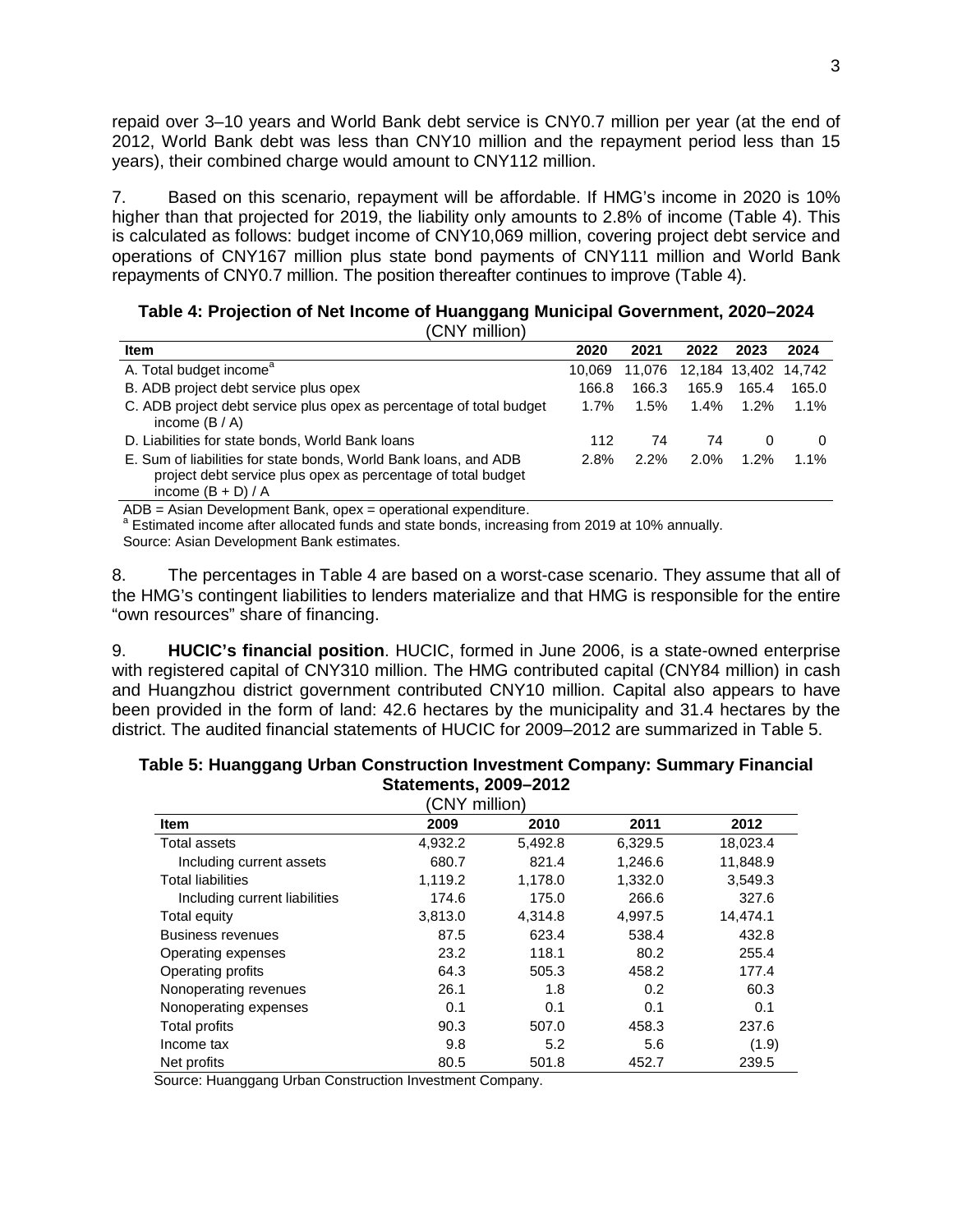repaid over 3–10 years and World Bank debt service is CNY0.7 million per year (at the end of 2012, World Bank debt was less than CNY10 million and the repayment period less than 15 years), their combined charge would amount to CNY112 million.

7. Based on this scenario, repayment will be affordable. If HMG's income in 2020 is 10% higher than that projected for 2019, the liability only amounts to 2.8% of income (Table 4). This is calculated as follows: budget income of CNY10,069 million, covering project debt service and operations of CNY167 million plus state bond payments of CNY111 million and World Bank repayments of CNY0.7 million. The position thereafter continues to improve (Table 4).

**Table 4: Projection of Net Income of Huanggang Municipal Government, 2020–2024**
(CNY million)

| Item | 2020 | 2021 | 2022 | 2023 | 2024 |
|---|---|---|---|---|---|
| A. Total budget income[a] | 10,069 | 11,076 | 12,184 | 13,402 | 14,742 |
| B. ADB project debt service plus opex | 166.8 | 166.3 | 165.9 | 165.4 | 165.0 |
| C. ADB project debt service plus opex as percentage of total budget income (B / A) | 1.7% | 1.5% | 1.4% | 1.2% | 1.1% |
| D. Liabilities for state bonds, World Bank loans | 112 | 74 | 74 | 0 | 0 |
| E. Sum of liabilities for state bonds, World Bank loans, and ADB project debt service plus opex as percentage of total budget income (B + D) / A | 2.8% | 2.2% | 2.0% | 1.2% | 1.1% |

ADB = Asian Development Bank, opex = operational expenditure.
[a] Estimated income after allocated funds and state bonds, increasing from 2019 at 10% annually.
Source: Asian Development Bank estimates.

8. The percentages in Table 4 are based on a worst-case scenario. They assume that all of the HMG's contingent liabilities to lenders materialize and that HMG is responsible for the entire "own resources" share of financing.

9. **HUCIC's financial position**. HUCIC, formed in June 2006, is a state-owned enterprise with registered capital of CNY310 million. The HMG contributed capital (CNY84 million) in cash and Huangzhou district government contributed CNY10 million. Capital also appears to have been provided in the form of land: 42.6 hectares by the municipality and 31.4 hectares by the district. The audited financial statements of HUCIC for 2009–2012 are summarized in Table 5.

**Table 5: Huanggang Urban Construction Investment Company: Summary Financial Statements, 2009–2012**
(CNY million)

| Item | 2009 | 2010 | 2011 | 2012 |
|---|---|---|---|---|
| Total assets | 4,932.2 | 5,492.8 | 6,329.5 | 18,023.4 |
| Including current assets | 680.7 | 821.4 | 1,246.6 | 11,848.9 |
| Total liabilities | 1,119.2 | 1,178.0 | 1,332.0 | 3,549.3 |
| Including current liabilities | 174.6 | 175.0 | 266.6 | 327.6 |
| Total equity | 3,813.0 | 4,314.8 | 4,997.5 | 14,474.1 |
| Business revenues | 87.5 | 623.4 | 538.4 | 432.8 |
| Operating expenses | 23.2 | 118.1 | 80.2 | 255.4 |
| Operating profits | 64.3 | 505.3 | 458.2 | 177.4 |
| Nonoperating revenues | 26.1 | 1.8 | 0.2 | 60.3 |
| Nonoperating expenses | 0.1 | 0.1 | 0.1 | 0.1 |
| Total profits | 90.3 | 507.0 | 458.3 | 237.6 |
| Income tax | 9.8 | 5.2 | 5.6 | (1.9) |
| Net profits | 80.5 | 501.8 | 452.7 | 239.5 |

Source: Huanggang Urban Construction Investment Company.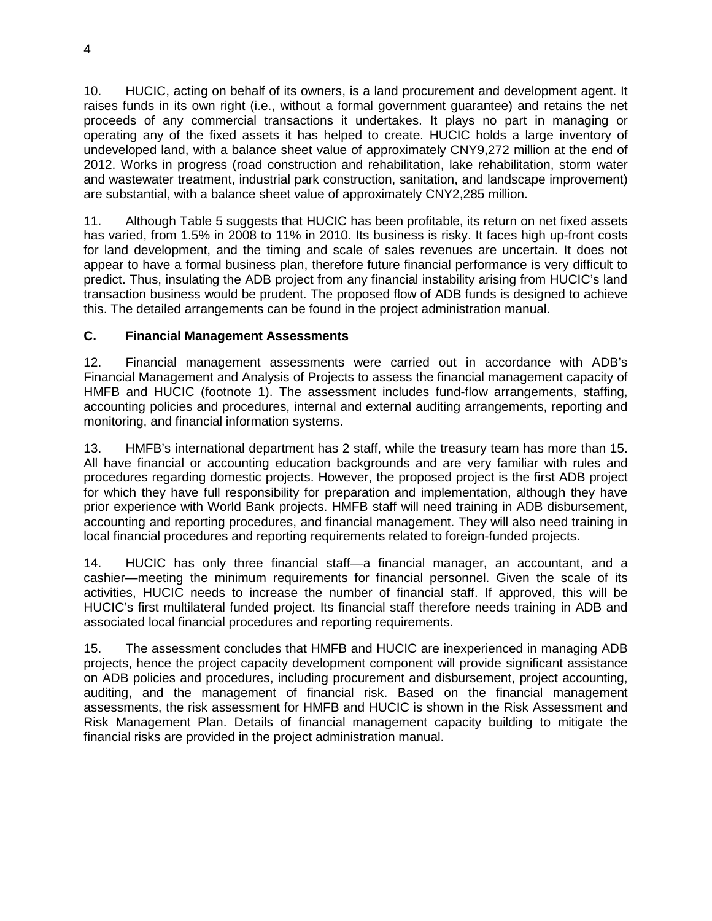10. HUCIC, acting on behalf of its owners, is a land procurement and development agent. It raises funds in its own right (i.e., without a formal government guarantee) and retains the net proceeds of any commercial transactions it undertakes. It plays no part in managing or operating any of the fixed assets it has helped to create. HUCIC holds a large inventory of undeveloped land, with a balance sheet value of approximately CNY9,272 million at the end of 2012. Works in progress (road construction and rehabilitation, lake rehabilitation, storm water and wastewater treatment, industrial park construction, sanitation, and landscape improvement) are substantial, with a balance sheet value of approximately CNY2,285 million.

11. Although Table 5 suggests that HUCIC has been profitable, its return on net fixed assets has varied, from 1.5% in 2008 to 11% in 2010. Its business is risky. It faces high up-front costs for land development, and the timing and scale of sales revenues are uncertain. It does not appear to have a formal business plan, therefore future financial performance is very difficult to predict. Thus, insulating the ADB project from any financial instability arising from HUCIC's land transaction business would be prudent. The proposed flow of ADB funds is designed to achieve this. The detailed arrangements can be found in the project administration manual.

### C. Financial Management Assessments

12. Financial management assessments were carried out in accordance with ADB's Financial Management and Analysis of Projects to assess the financial management capacity of HMFB and HUCIC (footnote 1). The assessment includes fund-flow arrangements, staffing, accounting policies and procedures, internal and external auditing arrangements, reporting and monitoring, and financial information systems.

13. HMFB's international department has 2 staff, while the treasury team has more than 15. All have financial or accounting education backgrounds and are very familiar with rules and procedures regarding domestic projects. However, the proposed project is the first ADB project for which they have full responsibility for preparation and implementation, although they have prior experience with World Bank projects. HMFB staff will need training in ADB disbursement, accounting and reporting procedures, and financial management. They will also need training in local financial procedures and reporting requirements related to foreign-funded projects.

14. HUCIC has only three financial staff—a financial manager, an accountant, and a cashier—meeting the minimum requirements for financial personnel. Given the scale of its activities, HUCIC needs to increase the number of financial staff. If approved, this will be HUCIC's first multilateral funded project. Its financial staff therefore needs training in ADB and associated local financial procedures and reporting requirements.

15. The assessment concludes that HMFB and HUCIC are inexperienced in managing ADB projects, hence the project capacity development component will provide significant assistance on ADB policies and procedures, including procurement and disbursement, project accounting, auditing, and the management of financial risk. Based on the financial management assessments, the risk assessment for HMFB and HUCIC is shown in the Risk Assessment and Risk Management Plan. Details of financial management capacity building to mitigate the financial risks are provided in the project administration manual.